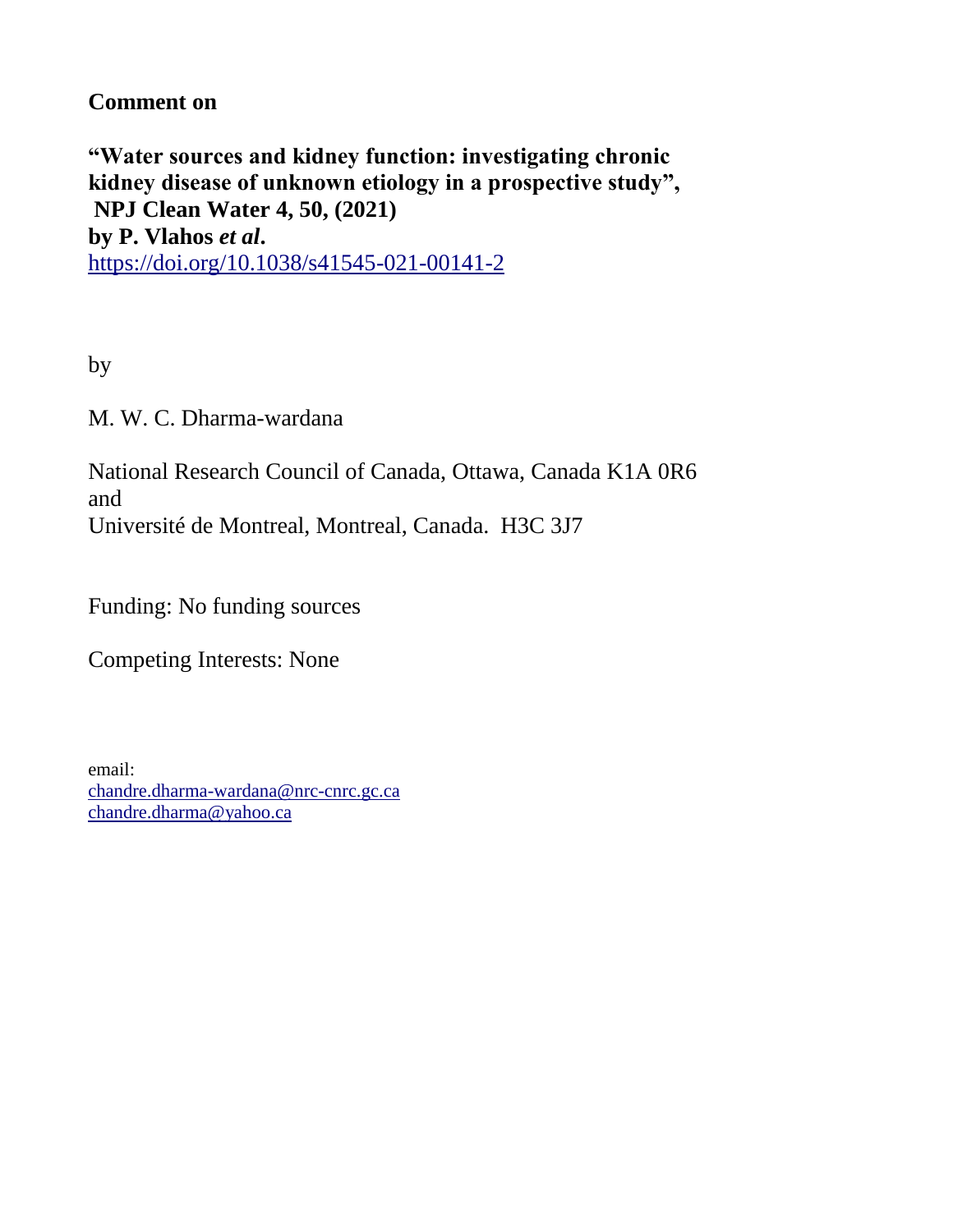**Comment on**

**"Water sources and kidney function: investigating chronic kidney disease of unknown etiology in a prospective study", NPJ Clean Water 4, 50, (2021) by P. Vlahos *et al*.**

https://doi.org/10.1038/s41545-021-00141-2

by

M. W. C. Dharma-wardana

National Research Council of Canada, Ottawa, Canada K1A 0R6
and
Université de Montreal, Montreal, Canada. H3C 3J7

Funding: No funding sources

Competing Interests: None

email:
chandre.dharma-wardana@nrc-cnrc.gc.ca
chandre.dharma@yahoo.ca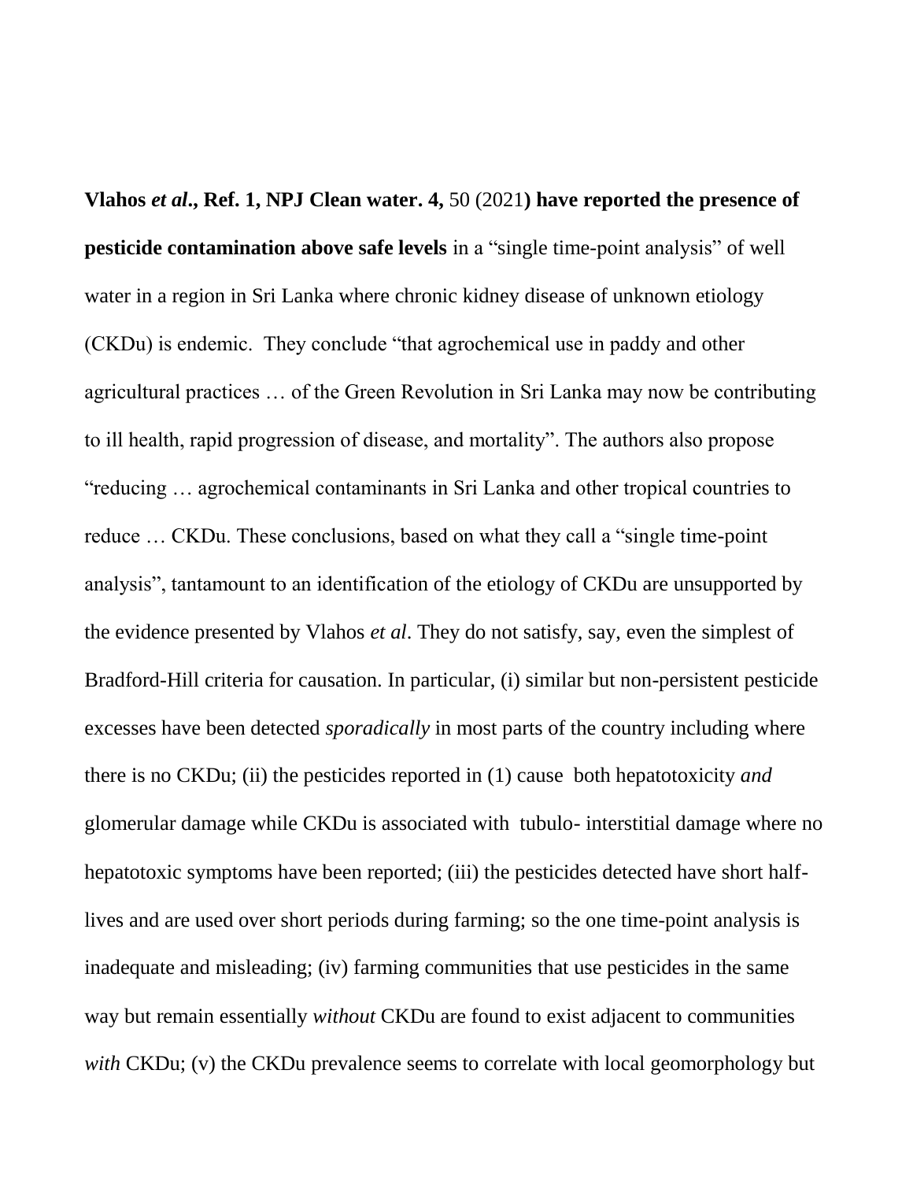**Vlahos *et al*., Ref. 1, NPJ Clean water. 4,** 50 (2021**) have reported the presence of pesticide contamination above safe levels** in a "single time-point analysis" of well water in a region in Sri Lanka where chronic kidney disease of unknown etiology (CKDu) is endemic. They conclude "that agrochemical use in paddy and other agricultural practices … of the Green Revolution in Sri Lanka may now be contributing to ill health, rapid progression of disease, and mortality". The authors also propose "reducing … agrochemical contaminants in Sri Lanka and other tropical countries to reduce … CKDu. These conclusions, based on what they call a "single time-point analysis", tantamount to an identification of the etiology of CKDu are unsupported by the evidence presented by Vlahos *et al*. They do not satisfy, say, even the simplest of Bradford-Hill criteria for causation. In particular, (i) similar but non-persistent pesticide excesses have been detected *sporadically* in most parts of the country including where there is no CKDu; (ii) the pesticides reported in (1) cause both hepatotoxicity *and* glomerular damage while CKDu is associated with tubulo- interstitial damage where no hepatotoxic symptoms have been reported; (iii) the pesticides detected have short half-lives and are used over short periods during farming; so the one time-point analysis is inadequate and misleading; (iv) farming communities that use pesticides in the same way but remain essentially *without* CKDu are found to exist adjacent to communities *with* CKDu; (v) the CKDu prevalence seems to correlate with local geomorphology but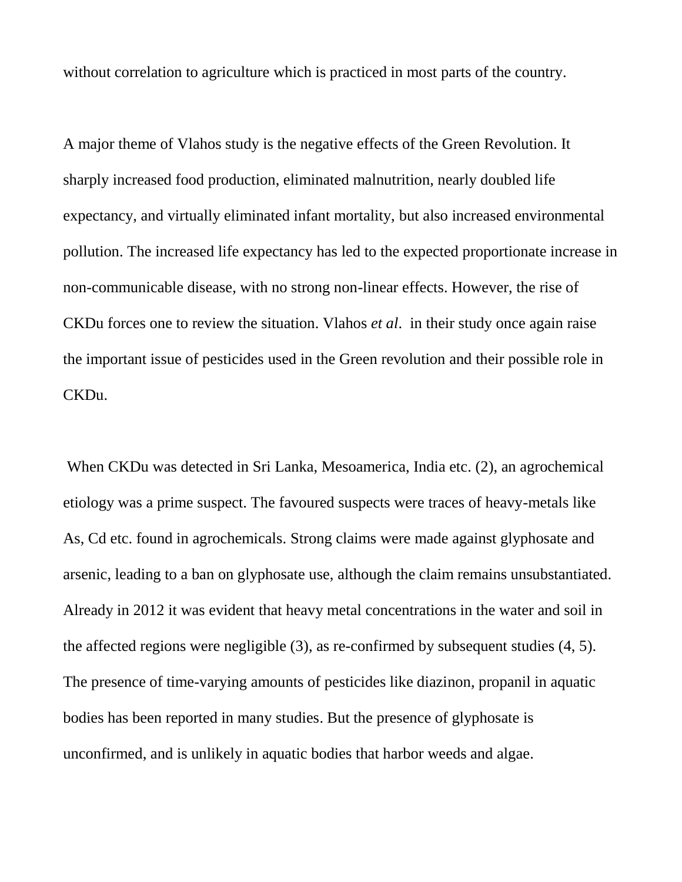without correlation to agriculture which is practiced in most parts of the country.

A major theme of Vlahos study is the negative effects of the Green Revolution. It sharply increased food production, eliminated malnutrition, nearly doubled life expectancy, and virtually eliminated infant mortality, but also increased environmental pollution. The increased life expectancy has led to the expected proportionate increase in non-communicable disease, with no strong non-linear effects. However, the rise of CKDu forces one to review the situation. Vlahos *et al*. in their study once again raise the important issue of pesticides used in the Green revolution and their possible role in CKDu.

When CKDu was detected in Sri Lanka, Mesoamerica, India etc. (2), an agrochemical etiology was a prime suspect. The favoured suspects were traces of heavy-metals like As, Cd etc. found in agrochemicals. Strong claims were made against glyphosate and arsenic, leading to a ban on glyphosate use, although the claim remains unsubstantiated. Already in 2012 it was evident that heavy metal concentrations in the water and soil in the affected regions were negligible (3), as re-confirmed by subsequent studies (4, 5). The presence of time-varying amounts of pesticides like diazinon, propanil in aquatic bodies has been reported in many studies. But the presence of glyphosate is unconfirmed, and is unlikely in aquatic bodies that harbor weeds and algae.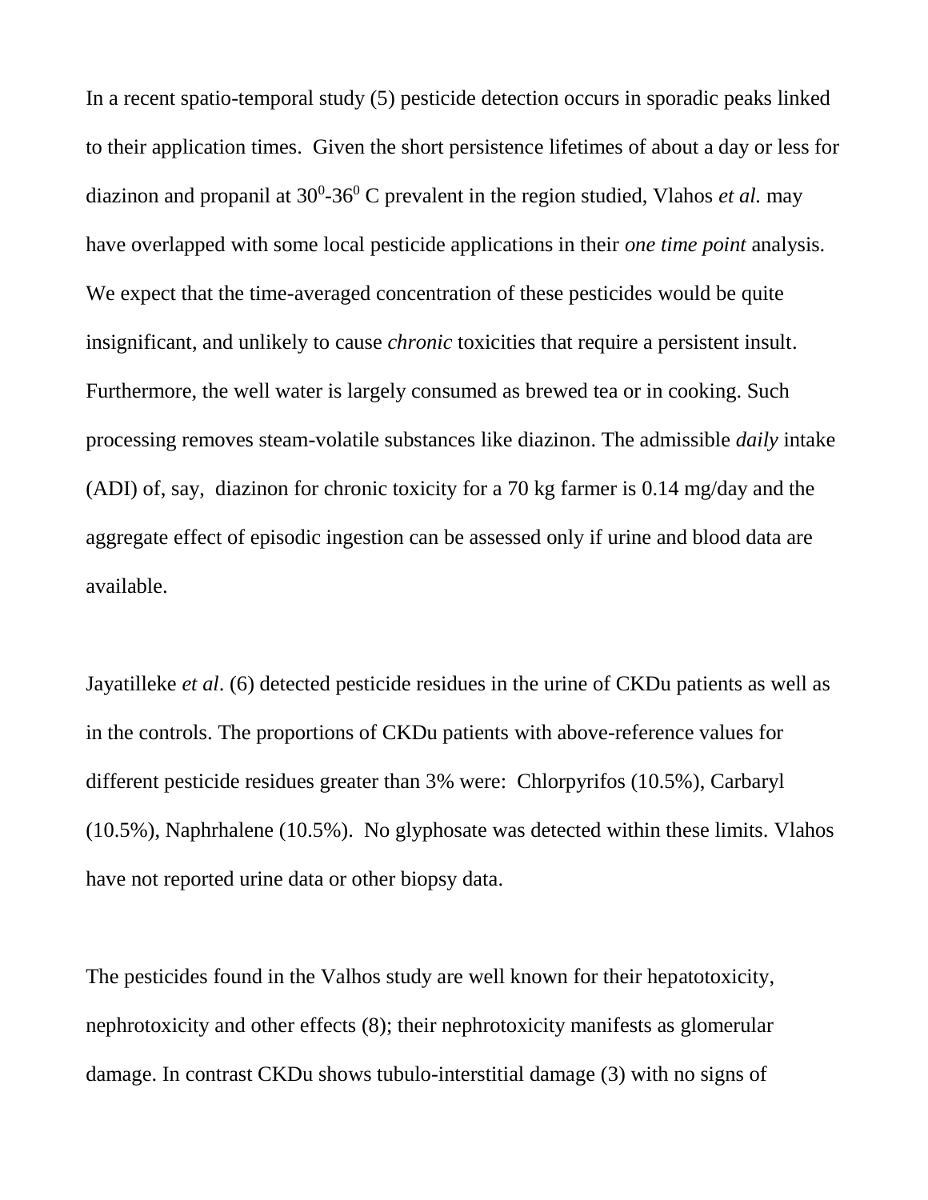In a recent spatio-temporal study (5) pesticide detection occurs in sporadic peaks linked to their application times. Given the short persistence lifetimes of about a day or less for diazinon and propanil at $30^0$-$36^0$ C prevalent in the region studied, Vlahos *et al.* may have overlapped with some local pesticide applications in their *one time point* analysis. We expect that the time-averaged concentration of these pesticides would be quite insignificant, and unlikely to cause *chronic* toxicities that require a persistent insult. Furthermore, the well water is largely consumed as brewed tea or in cooking. Such processing removes steam-volatile substances like diazinon. The admissible *daily* intake (ADI) of, say, diazinon for chronic toxicity for a 70 kg farmer is 0.14 mg/day and the aggregate effect of episodic ingestion can be assessed only if urine and blood data are available.

Jayatilleke *et al*. (6) detected pesticide residues in the urine of CKDu patients as well as in the controls. The proportions of CKDu patients with above-reference values for different pesticide residues greater than 3% were: Chlorpyrifos (10.5%), Carbaryl (10.5%), Naphrhalene (10.5%). No glyphosate was detected within these limits. Vlahos have not reported urine data or other biopsy data.

The pesticides found in the Valhos study are well known for their hepatotoxicity, nephrotoxicity and other effects (8); their nephrotoxicity manifests as glomerular damage. In contrast CKDu shows tubulo-interstitial damage (3) with no signs of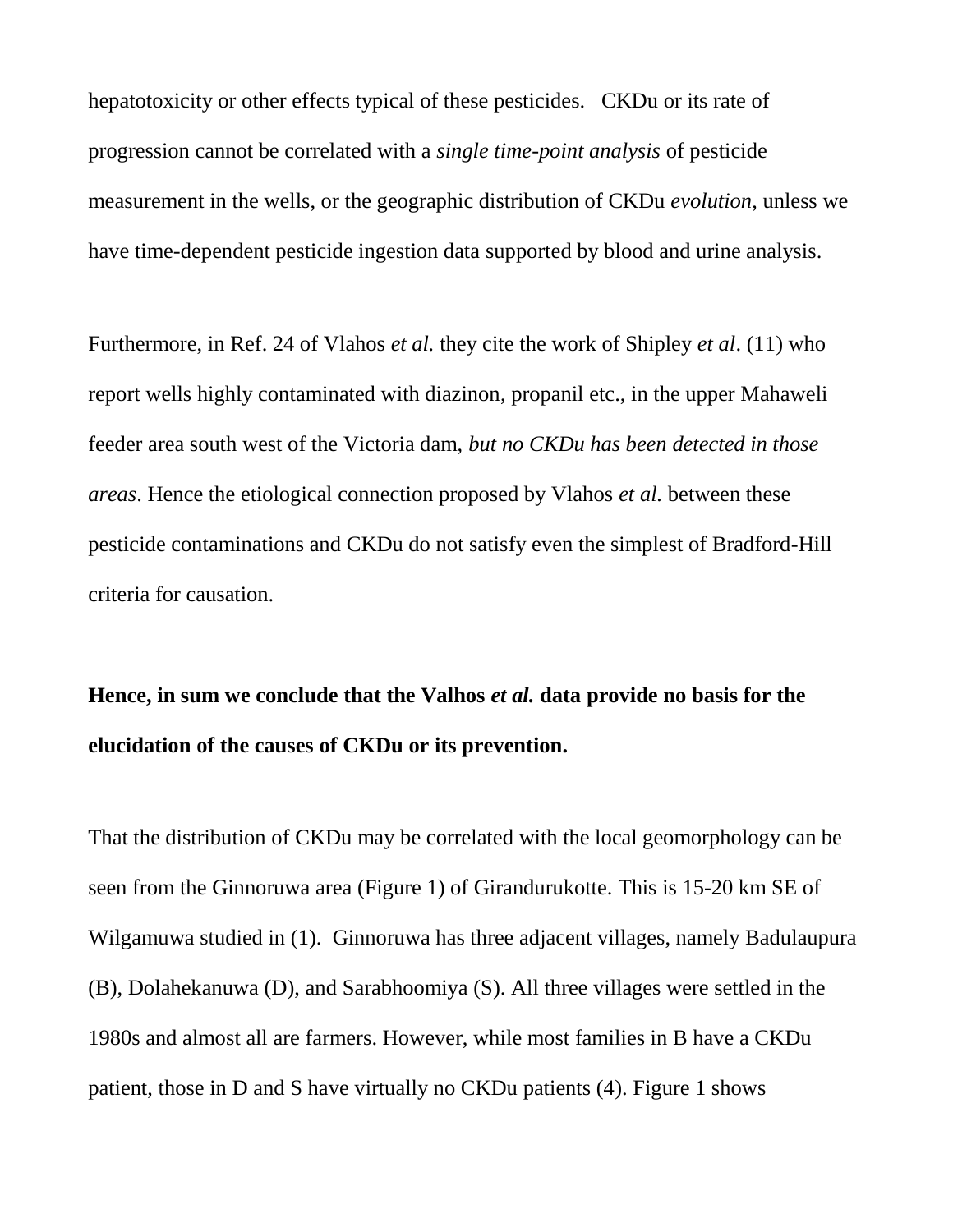hepatotoxicity or other effects typical of these pesticides. CKDu or its rate of progression cannot be correlated with a *single time-point analysis* of pesticide measurement in the wells, or the geographic distribution of CKDu *evolution*, unless we have time-dependent pesticide ingestion data supported by blood and urine analysis.

Furthermore, in Ref. 24 of Vlahos *et al.* they cite the work of Shipley *et al*. (11) who report wells highly contaminated with diazinon, propanil etc., in the upper Mahaweli feeder area south west of the Victoria dam, *but no CKDu has been detected in those areas*. Hence the etiological connection proposed by Vlahos *et al.* between these pesticide contaminations and CKDu do not satisfy even the simplest of Bradford-Hill criteria for causation.

**Hence, in sum we conclude that the Valhos *et al.* data provide no basis for the elucidation of the causes of CKDu or its prevention.**

That the distribution of CKDu may be correlated with the local geomorphology can be seen from the Ginnoruwa area (Figure 1) of Girandurukotte. This is 15-20 km SE of Wilgamuwa studied in (1). Ginnoruwa has three adjacent villages, namely Badulaupura (B), Dolahekanuwa (D), and Sarabhoomiya (S). All three villages were settled in the 1980s and almost all are farmers. However, while most families in B have a CKDu patient, those in D and S have virtually no CKDu patients (4). Figure 1 shows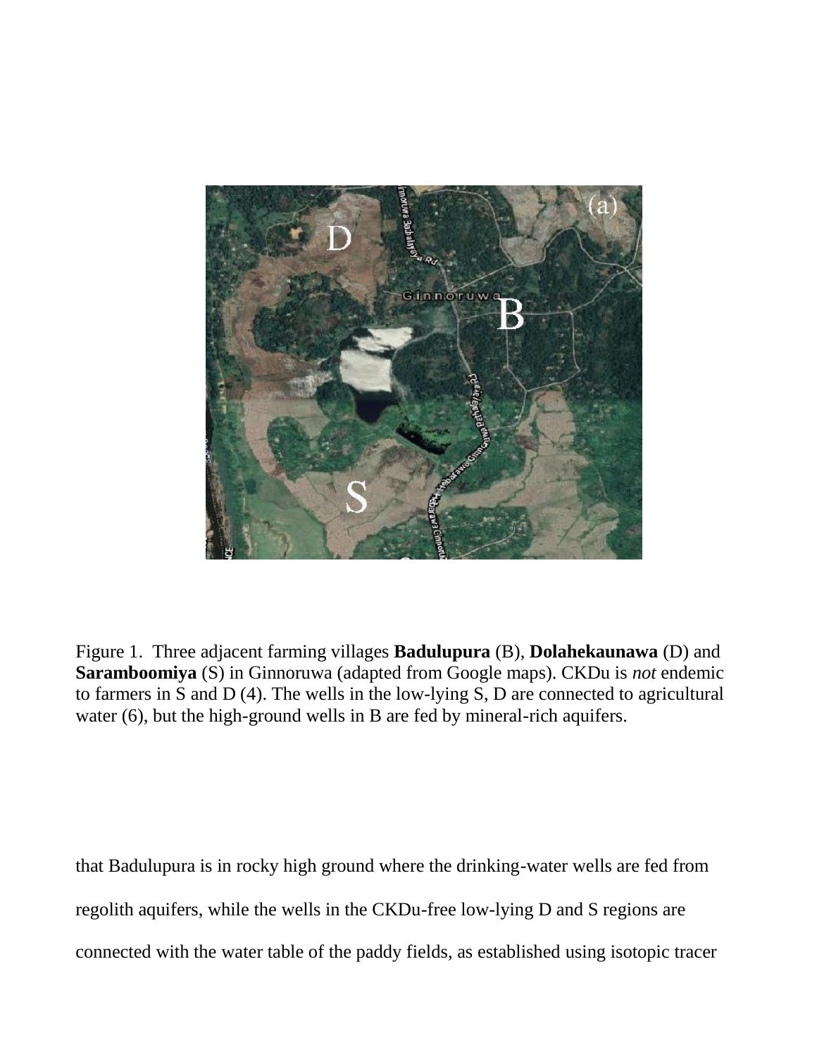Figure 1. Three adjacent farming villages **Badulupura** (B), **Dolahekaunawa** (D) and **Saramboomiya** (S) in Ginnoruwa (adapted from Google maps). CKDu is *not* endemic to farmers in S and D (4). The wells in the low-lying S, D are connected to agricultural water (6), but the high-ground wells in B are fed by mineral-rich aquifers.

that Badulupura is in rocky high ground where the drinking-water wells are fed from regolith aquifers, while the wells in the CKDu-free low-lying D and S regions are connected with the water table of the paddy fields, as established using isotopic tracer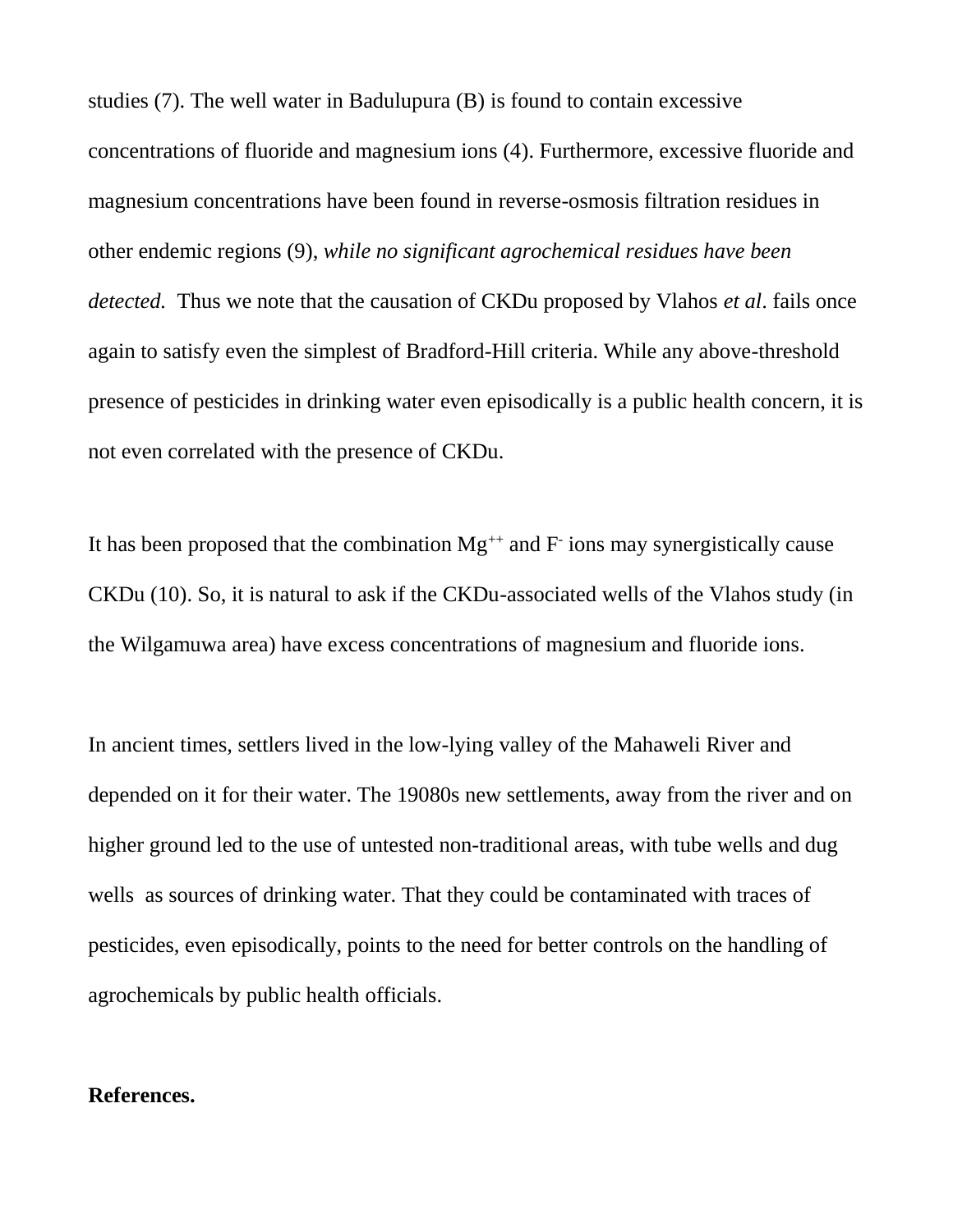studies (7). The well water in Badulupura (B) is found to contain excessive concentrations of fluoride and magnesium ions (4). Furthermore, excessive fluoride and magnesium concentrations have been found in reverse-osmosis filtration residues in other endemic regions (9), *while no significant agrochemical residues have been detected.* Thus we note that the causation of CKDu proposed by Vlahos *et al*. fails once again to satisfy even the simplest of Bradford-Hill criteria. While any above-threshold presence of pesticides in drinking water even episodically is a public health concern, it is not even correlated with the presence of CKDu.

It has been proposed that the combination $Mg^{++}$ and $F^{-}$ ions may synergistically cause CKDu (10). So, it is natural to ask if the CKDu-associated wells of the Vlahos study (in the Wilgamuwa area) have excess concentrations of magnesium and fluoride ions.

In ancient times, settlers lived in the low-lying valley of the Mahaweli River and depended on it for their water. The 19080s new settlements, away from the river and on higher ground led to the use of untested non-traditional areas, with tube wells and dug wells as sources of drinking water. That they could be contaminated with traces of pesticides, even episodically, points to the need for better controls on the handling of agrochemicals by public health officials.

**References.**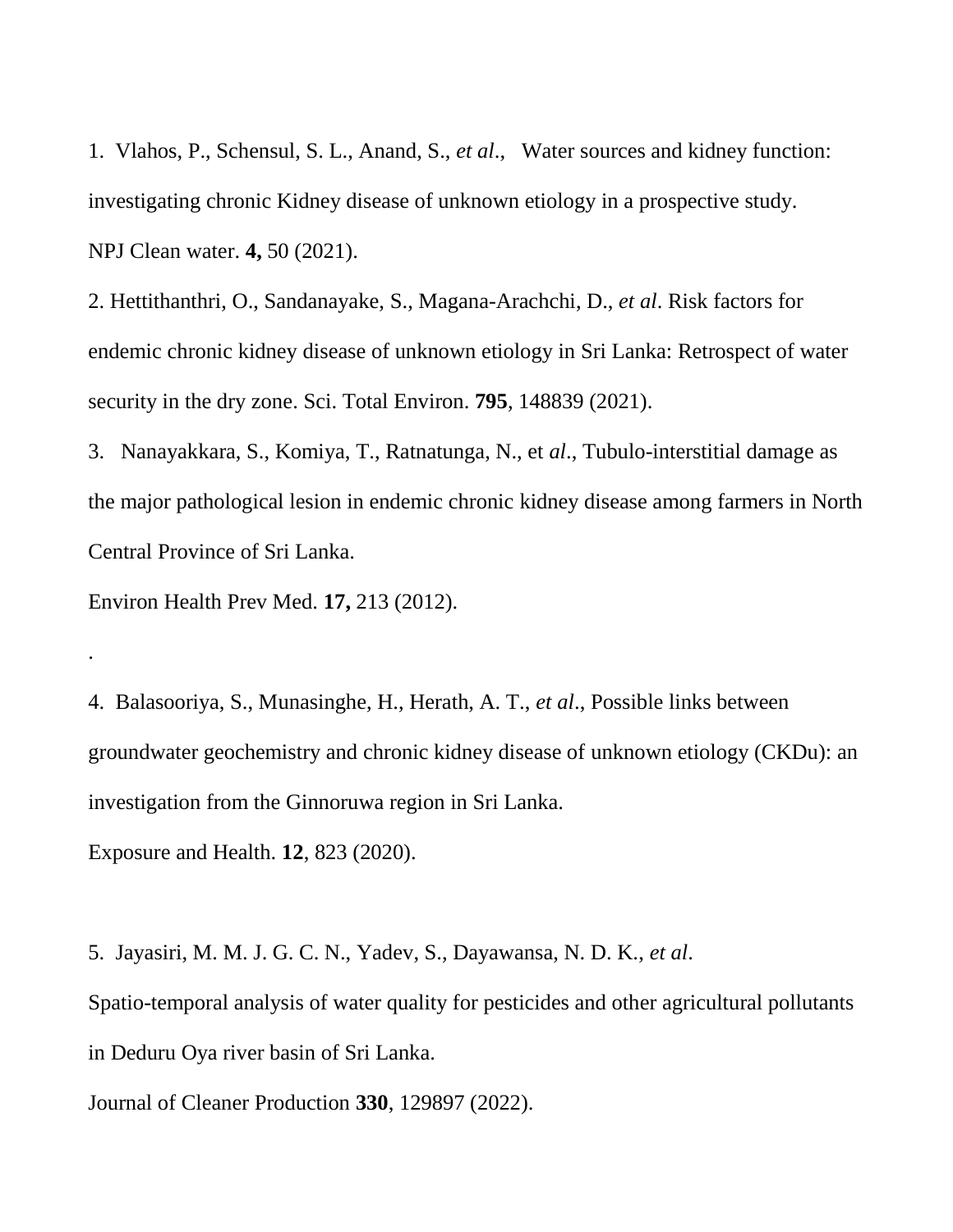1. Vlahos, P., Schensul, S. L., Anand, S., *et al*., Water sources and kidney function: investigating chronic Kidney disease of unknown etiology in a prospective study. NPJ Clean water. **4,** 50 (2021).

2. Hettithanthri, O., Sandanayake, S., Magana-Arachchi, D., *et al*. Risk factors for endemic chronic kidney disease of unknown etiology in Sri Lanka: Retrospect of water security in the dry zone. Sci. Total Environ. **795**, 148839 (2021).

3. Nanayakkara, S., Komiya, T., Ratnatunga, N., et *al*., Tubulo-interstitial damage as the major pathological lesion in endemic chronic kidney disease among farmers in North Central Province of Sri Lanka.
Environ Health Prev Med. **17,** 213 (2012).

.

4. Balasooriya, S., Munasinghe, H., Herath, A. T., *et al*., Possible links between groundwater geochemistry and chronic kidney disease of unknown etiology (CKDu): an investigation from the Ginnoruwa region in Sri Lanka.
Exposure and Health. **12**, 823 (2020).

5. Jayasiri, M. M. J. G. C. N., Yadev, S., Dayawansa, N. D. K., *et al*.
Spatio-temporal analysis of water quality for pesticides and other agricultural pollutants in Deduru Oya river basin of Sri Lanka.
Journal of Cleaner Production **330**, 129897 (2022).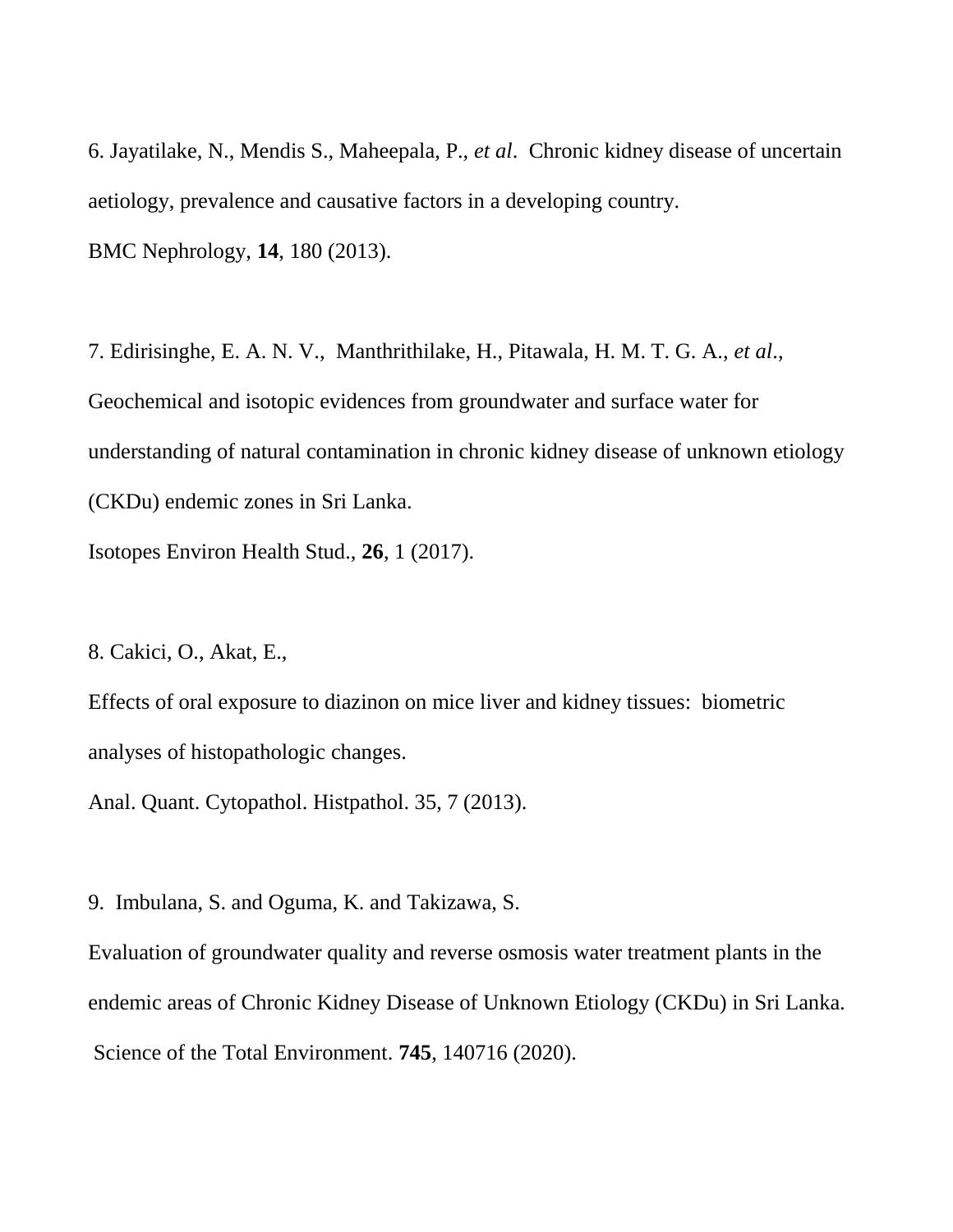6. Jayatilake, N., Mendis S., Maheepala, P., *et al*. Chronic kidney disease of uncertain aetiology, prevalence and causative factors in a developing country.
BMC Nephrology, **14**, 180 (2013).

7. Edirisinghe, E. A. N. V., Manthrithilake, H., Pitawala, H. M. T. G. A., *et al*., Geochemical and isotopic evidences from groundwater and surface water for understanding of natural contamination in chronic kidney disease of unknown etiology (CKDu) endemic zones in Sri Lanka.
Isotopes Environ Health Stud., **26**, 1 (2017).

8. Cakici, O., Akat, E.,
Effects of oral exposure to diazinon on mice liver and kidney tissues: biometric analyses of histopathologic changes.
Anal. Quant. Cytopathol. Histpathol. 35, 7 (2013).

9. Imbulana, S. and Oguma, K. and Takizawa, S.
Evaluation of groundwater quality and reverse osmosis water treatment plants in the endemic areas of Chronic Kidney Disease of Unknown Etiology (CKDu) in Sri Lanka.
Science of the Total Environment. **745**, 140716 (2020).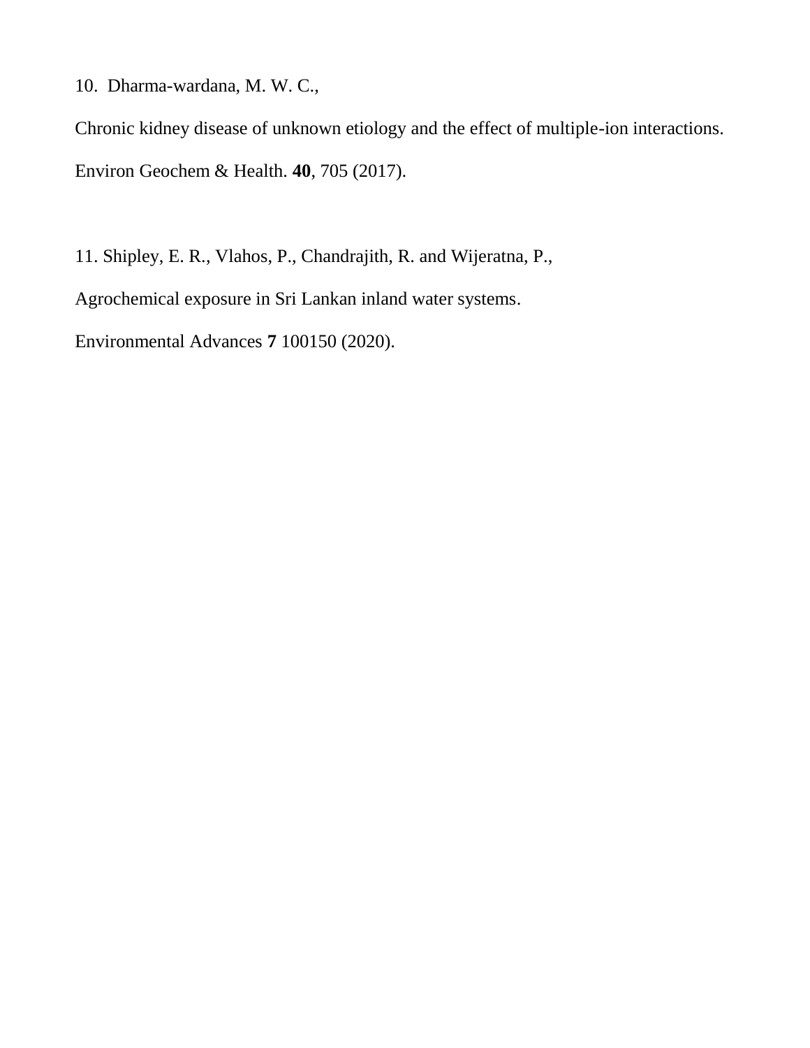10. Dharma-wardana, M. W. C.,

Chronic kidney disease of unknown etiology and the effect of multiple-ion interactions.

Environ Geochem & Health. **40**, 705 (2017).

11. Shipley, E. R., Vlahos, P., Chandrajith, R. and Wijeratna, P.,

Agrochemical exposure in Sri Lankan inland water systems.

Environmental Advances **7** 100150 (2020).